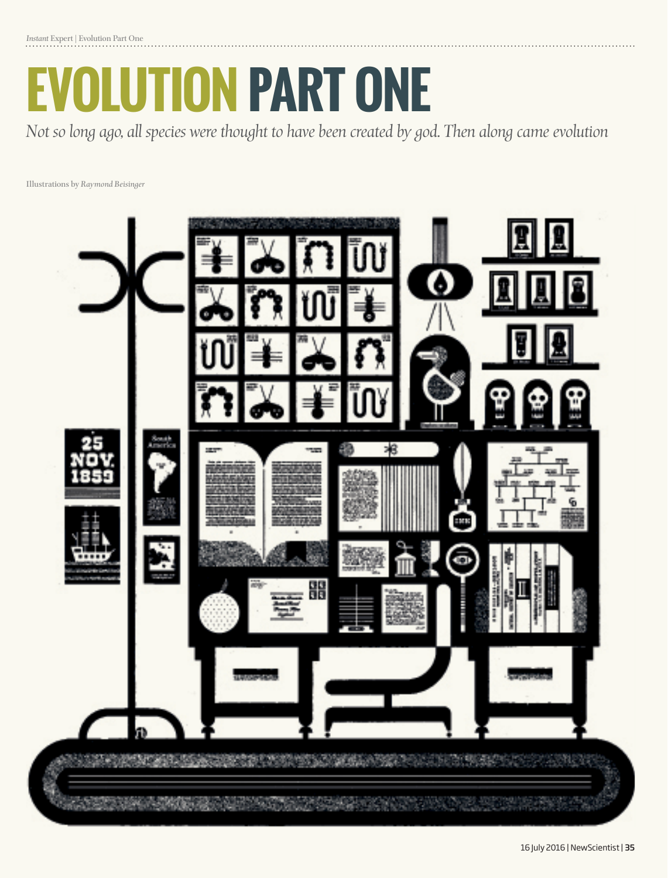# EVOLUTION PART ONE

*Not so long ago, all species were thought to have been created by god. Then along came evolution*

Illustrations by *Raymond Beisinger*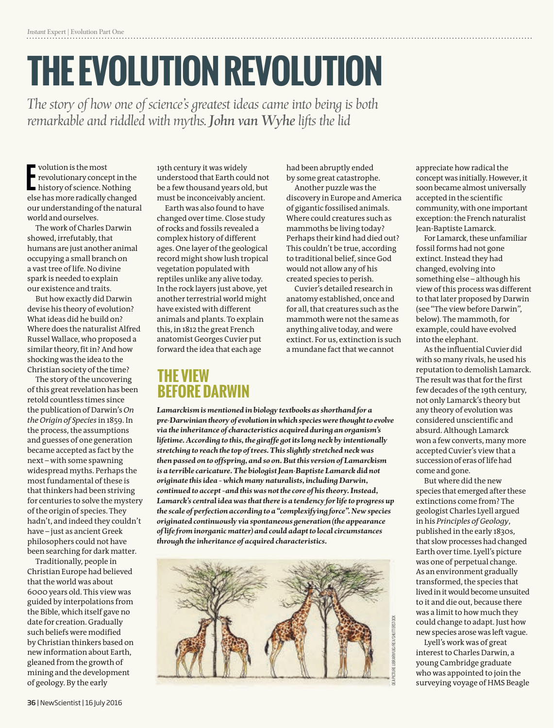# THE EVOLUTION REVOLUTION

*The story of how one of science's greatest ideas came into being is both remarkable and riddled with myths.* ***John van Wyhe*** *lifts the lid*

Evolution is the most revolutionary concept in the history of science. Nothing else has more radically changed our understanding of the natural world and ourselves.

The work of Charles Darwin showed, irrefutably, that humans are just another animal occupying a small branch on a vast tree of life. No divine spark is needed to explain our existence and traits.

But how exactly did Darwin devise his theory of evolution? What ideas did he build on? Where does the naturalist Alfred Russel Wallace, who proposed a similar theory, fit in? And how shocking was the idea to the Christian society of the time?

The story of the uncovering of this great revelation has been retold countless times since the publication of Darwin's *On the Origin of Species* in 1859. In the process, the assumptions and guesses of one generation became accepted as fact by the next – with some spawning widespread myths. Perhaps the most fundamental of these is that thinkers had been striving for centuries to solve the mystery of the origin of species. They hadn't, and indeed they couldn't have – just as ancient Greek philosophers could not have been searching for dark matter.

Traditionally, people in Christian Europe had believed that the world was about 6000 years old. This view was guided by interpolations from the Bible, which itself gave no date for creation. Gradually such beliefs were modified by Christian thinkers based on new information about Earth, gleaned from the growth of mining and the development of geology. By the early 19th century it was widely understood that Earth could not be a few thousand years old, but must be inconceivably ancient.

Earth was also found to have changed over time. Close study of rocks and fossils revealed a complex history of different ages. One layer of the geological record might show lush tropical vegetation populated with reptiles unlike any alive today. In the rock layers just above, yet another terrestrial world might have existed with different animals and plants. To explain this, in 1812 the great French anatomist Georges Cuvier put forward the idea that each age had been abruptly ended by some great catastrophe.

Another puzzle was the discovery in Europe and America of gigantic fossilised animals. Where could creatures such as mammoths be living today? Perhaps their kind had died out? This couldn't be true, according to traditional belief, since God would not allow any of his created species to perish.

Cuvier's detailed research in anatomy established, once and for all, that creatures such as the mammoth were not the same as anything alive today, and were extinct. For us, extinction is such a mundane fact that we cannot appreciate how radical the concept was initially. However, it soon became almost universally accepted in the scientific community, with one important exception: the French naturalist Jean-Baptiste Lamarck.

For Lamarck, these unfamiliar fossil forms had not gone extinct. Instead they had changed, evolving into something else – although his view of this process was different to that later proposed by Darwin (see "The view before Darwin", below). The mammoth, for example, could have evolved into the elephant.

As the influential Cuvier did with so many rivals, he used his reputation to demolish Lamarck. The result was that for the first few decades of the 19th century, not only Lamarck's theory but any theory of evolution was considered unscientific and absurd. Although Lamarck won a few converts, many more accepted Cuvier's view that a succession of eras of life had come and gone.

But where did the new species that emerged after these extinctions come from? The geologist Charles Lyell argued in his *Principles of Geology*, published in the early 1830s, that slow processes had changed Earth over time. Lyell's picture was one of perpetual change. As an environment gradually transformed, the species that lived in it would become unsuited to it and die out, because there was a limit to how much they could change to adapt. Just how new species arose was left vague.

Lyell's work was of great interest to Charles Darwin, a young Cambridge graduate who was appointed to join the surveying voyage of HMS Beagle

## THE VIEW BEFORE DARWIN

***Lamarckism is mentioned in biology textbooks as shorthand for a pre-Darwinian theory of evolution in which species were thought to evolve via the inheritance of characteristics acquired during an organism's lifetime. According to this, the giraffe got its long neck by intentionally stretching to reach the top of trees. This slightly stretched neck was then passed on to offspring, and so on. But this version of Lamarckism is a terrible caricature. The biologist Jean-Baptiste Lamarck did not originate this idea – which many naturalists, including Darwin, continued to accept – and this was not the core of his theory. Instead, Lamarck's central idea was that there is a tendency for life to progress up the scale of perfection according to a "complexifying force". New species originated continuously via spontaneous generation (the appearance of life from inorganic matter) and could adapt to local circumstances through the inheritance of acquired characteristics.***

DEA PICTURE LIBRARY/UIG/REX/SHUTTERSTOCK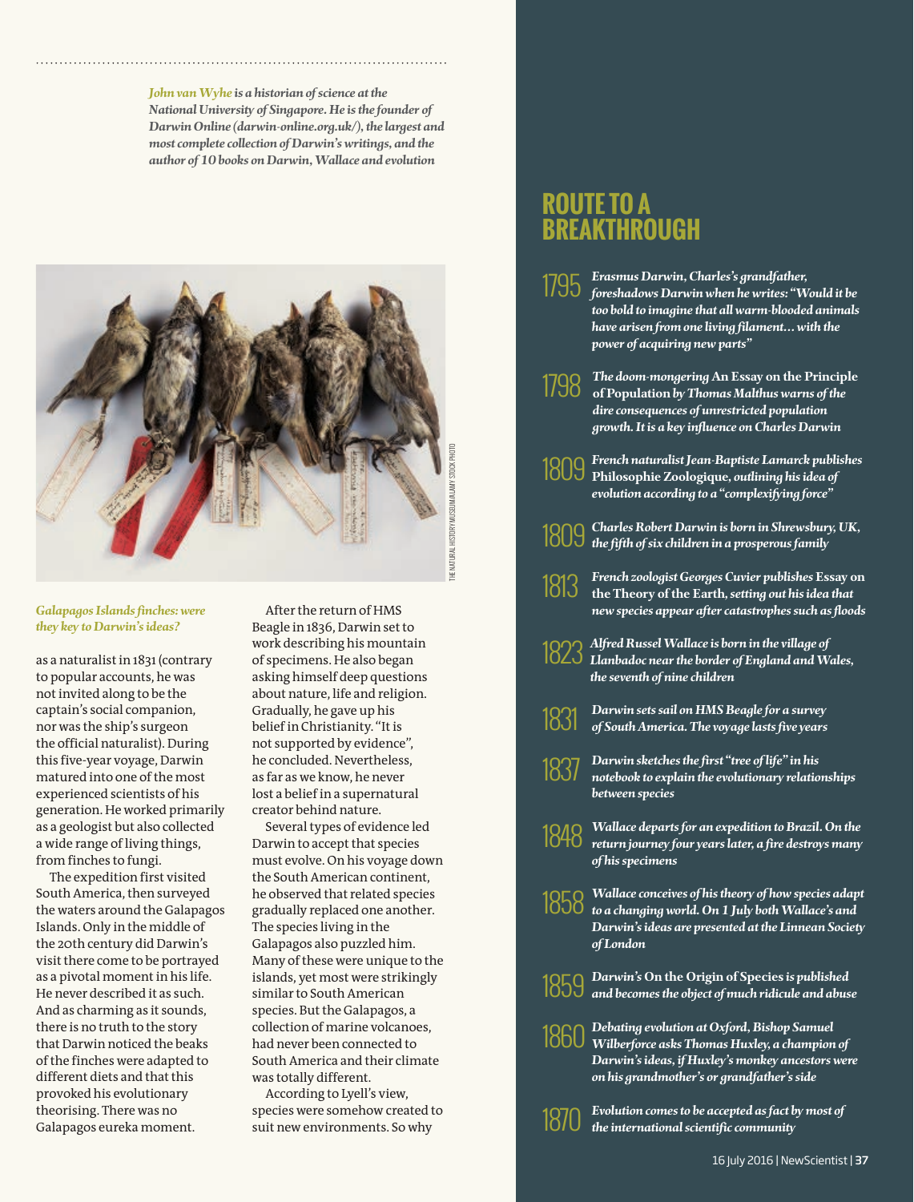*John van Wyhe* ***is a historian of science at the National University of Singapore. He is the founder of Darwin Online (darwin-online.org.uk/), the largest and most complete collection of Darwin's writings, and the author of 10 books on Darwin, Wallace and evolution***

*Galapagos Islands finches: were they key to Darwin's ideas?*

as a naturalist in 1831 (contrary to popular accounts, he was not invited along to be the captain's social companion, nor was the ship's surgeon the official naturalist). During this five-year voyage, Darwin matured into one of the most experienced scientists of his generation. He worked primarily as a geologist but also collected a wide range of living things, from finches to fungi.

The expedition first visited South America, then surveyed the waters around the Galapagos Islands. Only in the middle of the 20th century did Darwin's visit there come to be portrayed as a pivotal moment in his life. He never described it as such. And as charming as it sounds, there is no truth to the story that Darwin noticed the beaks of the finches were adapted to different diets and that this provoked his evolutionary theorising. There was no Galapagos eureka moment.

After the return of HMS Beagle in 1836, Darwin set to work describing his mountain of specimens. He also began asking himself deep questions about nature, life and religion. Gradually, he gave up his belief in Christianity. "It is not supported by evidence", he concluded. Nevertheless, as far as we know, he never lost a belief in a supernatural creator behind nature.

Several types of evidence led Darwin to accept that species must evolve. On his voyage down the South American continent, he observed that related species gradually replaced one another. The species living in the Galapagos also puzzled him. Many of these were unique to the islands, yet most were strikingly similar to South American species. But the Galapagos, a collection of marine volcanoes, had never been connected to South America and their climate was totally different.

According to Lyell's view, species were somehow created to suit new environments. So why

## ROUTE TO A BREAKTHROUGH

**1795** *Erasmus Darwin, Charles's grandfather, foreshadows Darwin when he writes: "Would it be too bold to imagine that all warm-blooded animals have arisen from one living filament... with the power of acquiring new parts"*

**1798** *The doom-mongering* An Essay on the Principle of Population *by Thomas Malthus warns of the dire consequences of unrestricted population growth. It is a key influence on Charles Darwin*

**1809** *French naturalist Jean-Baptiste Lamarck publishes* Philosophie Zoologique, *outlining his idea of evolution according to a "complexifying force"*

**1809** *Charles Robert Darwin is born in Shrewsbury, UK, the fifth of six children in a prosperous family*

**1813** *French zoologist Georges Cuvier publishes* Essay on the Theory of the Earth, *setting out his idea that new species appear after catastrophes such as floods*

**1823** *Alfred Russel Wallace is born in the village of Llanbadoc near the border of England and Wales, the seventh of nine children*

**1831** *Darwin sets sail on HMS Beagle for a survey of South America. The voyage lasts five years*

**1837** *Darwin sketches the first "tree of life" in his notebook to explain the evolutionary relationships between species*

**1848** *Wallace departs for an expedition to Brazil. On the return journey four years later, a fire destroys many of his specimens*

**1858** *Wallace conceives of his theory of how species adapt to a changing world. On 1 July both Wallace's and Darwin's ideas are presented at the Linnean Society of London*

**1859** *Darwin's* On the Origin of Species *is published and becomes the object of much ridicule and abuse*

**1860** *Debating evolution at Oxford, Bishop Samuel Wilberforce asks Thomas Huxley, a champion of Darwin's ideas, if Huxley's monkey ancestors were on his grandmother's or grandfather's side*

**1870** *Evolution comes to be accepted as fact by most of the international scientific community*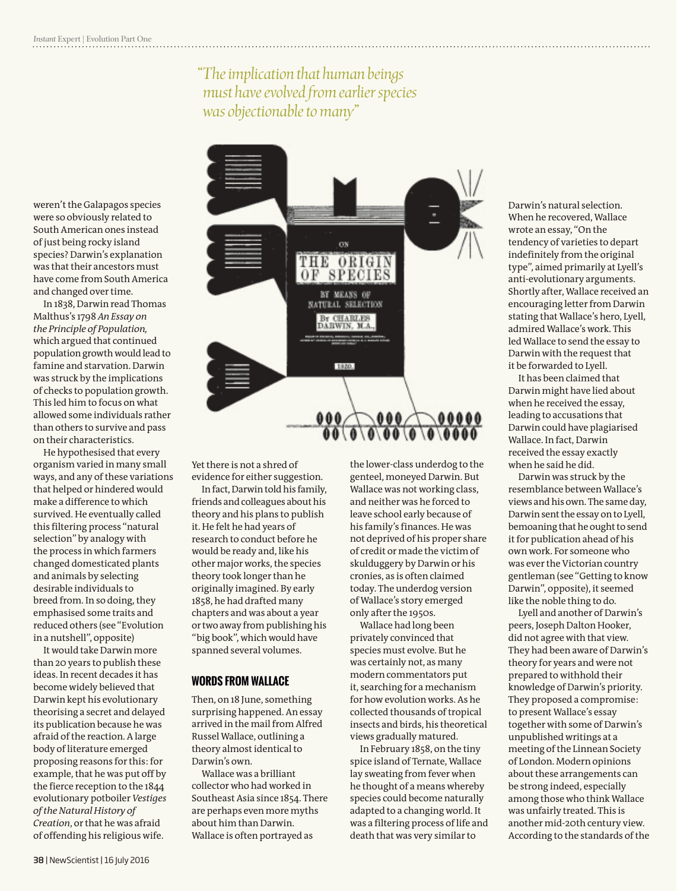> "The implication that human beings must have evolved from earlier species was objectionable to many"

weren't the Galapagos species were so obviously related to South American ones instead of just being rocky island species? Darwin's explanation was that their ancestors must have come from South America and changed over time.

In 1838, Darwin read Thomas Malthus's 1798 *An Essay on the Principle of Population,* which argued that continued population growth would lead to famine and starvation. Darwin was struck by the implications of checks to population growth. This led him to focus on what allowed some individuals rather than others to survive and pass on their characteristics.

He hypothesised that every organism varied in many small ways, and any of these variations that helped or hindered would make a difference to which survived. He eventually called this filtering process "natural selection" by analogy with the process in which farmers changed domesticated plants and animals by selecting desirable individuals to breed from. In so doing, they emphasised some traits and reduced others (see "Evolution in a nutshell", opposite)

It would take Darwin more than 20 years to publish these ideas. In recent decades it has become widely believed that Darwin kept his evolutionary theorising a secret and delayed its publication because he was afraid of the reaction. A large body of literature emerged proposing reasons for this: for example, that he was put off by the fierce reception to the 1844 evolutionary potboiler *Vestiges of the Natural History of Creation*, or that he was afraid of offending his religious wife. Yet there is not a shred of evidence for either suggestion.

In fact, Darwin told his family, friends and colleagues about his theory and his plans to publish it. He felt he had years of research to conduct before he would be ready and, like his other major works, the species theory took longer than he originally imagined. By early 1858, he had drafted many chapters and was about a year or two away from publishing his "big book", which would have spanned several volumes.

## WORDS FROM WALLACE

Then, on 18 June, something surprising happened. An essay arrived in the mail from Alfred Russel Wallace, outlining a theory almost identical to Darwin's own.

Wallace was a brilliant collector who had worked in Southeast Asia since 1854. There are perhaps even more myths about him than Darwin. Wallace is often portrayed as the lower-class underdog to the genteel, moneyed Darwin. But Wallace was not working class, and neither was he forced to leave school early because of his family's finances. He was not deprived of his proper share of credit or made the victim of skulduggery by Darwin or his cronies, as is often claimed today. The underdog version of Wallace's story emerged only after the 1950s.

Wallace had long been privately convinced that species must evolve. But he was certainly not, as many modern commentators put it, searching for a mechanism for how evolution works. As he collected thousands of tropical insects and birds, his theoretical views gradually matured.

In February 1858, on the tiny spice island of Ternate, Wallace lay sweating from fever when he thought of a means whereby species could become naturally adapted to a changing world. It was a filtering process of life and death that was very similar to Darwin's natural selection. When he recovered, Wallace wrote an essay, "On the tendency of varieties to depart indefinitely from the original type", aimed primarily at Lyell's anti-evolutionary arguments. Shortly after, Wallace received an encouraging letter from Darwin stating that Wallace's hero, Lyell, admired Wallace's work. This led Wallace to send the essay to Darwin with the request that it be forwarded to Lyell.

It has been claimed that Darwin might have lied about when he received the essay, leading to accusations that Darwin could have plagiarised Wallace. In fact, Darwin received the essay exactly when he said he did.

Darwin was struck by the resemblance between Wallace's views and his own. The same day, Darwin sent the essay on to Lyell, bemoaning that he ought to send it for publication ahead of his own work. For someone who was ever the Victorian country gentleman (see "Getting to know Darwin", opposite), it seemed like the noble thing to do.

Lyell and another of Darwin's peers, Joseph Dalton Hooker, did not agree with that view. They had been aware of Darwin's theory for years and were not prepared to withhold their knowledge of Darwin's priority. They proposed a compromise: to present Wallace's essay together with some of Darwin's unpublished writings at a meeting of the Linnean Society of London. Modern opinions about these arrangements can be strong indeed, especially among those who think Wallace was unfairly treated. This is another mid-20th century view. According to the standards of the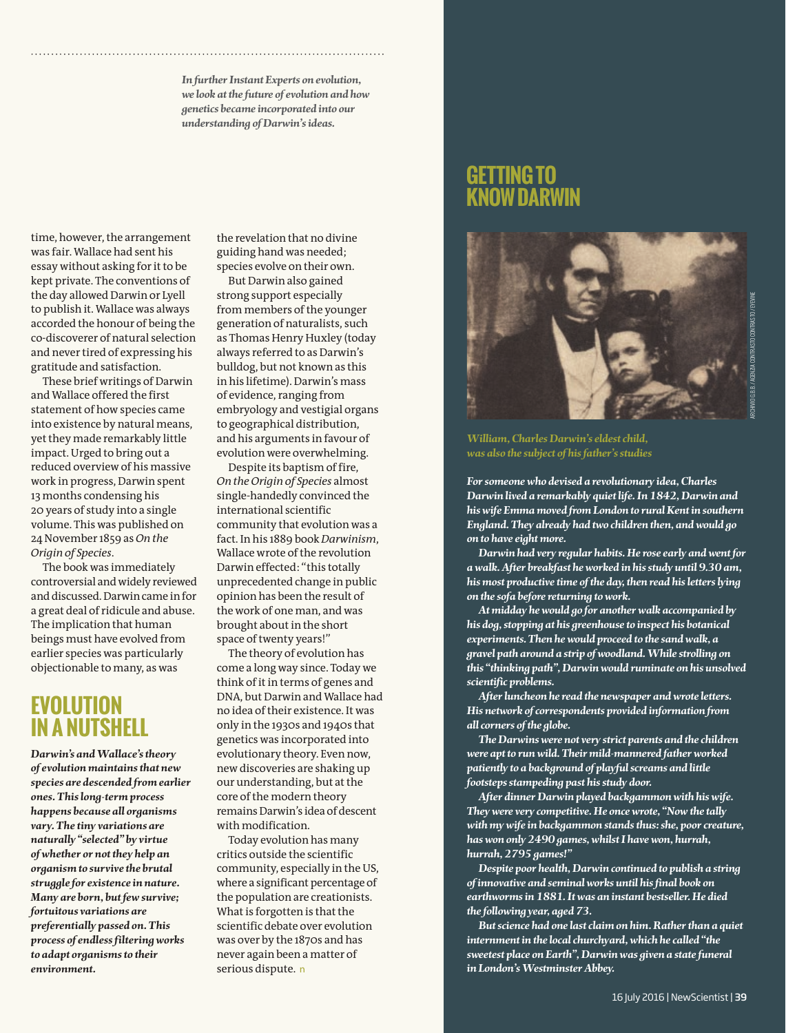*In further Instant Experts on evolution, we look at the future of evolution and how genetics became incorporated into our understanding of Darwin's ideas.*

time, however, the arrangement was fair. Wallace had sent his essay without asking for it to be kept private. The conventions of the day allowed Darwin or Lyell to publish it. Wallace was always accorded the honour of being the co-discoverer of natural selection and never tired of expressing his gratitude and satisfaction.

These brief writings of Darwin and Wallace offered the first statement of how species came into existence by natural means, yet they made remarkably little impact. Urged to bring out a reduced overview of his massive work in progress, Darwin spent 13 months condensing his 20 years of study into a single volume. This was published on 24 November 1859 as *On the Origin of Species*.

The book was immediately controversial and widely reviewed and discussed. Darwin came in for a great deal of ridicule and abuse. The implication that human beings must have evolved from earlier species was particularly objectionable to many, as was the revelation that no divine guiding hand was needed; species evolve on their own.

But Darwin also gained strong support especially from members of the younger generation of naturalists, such as Thomas Henry Huxley (today always referred to as Darwin's bulldog, but not known as this in his lifetime). Darwin's mass of evidence, ranging from embryology and vestigial organs to geographical distribution, and his arguments in favour of evolution were overwhelming.

Despite its baptism of fire, *On the Origin of Species* almost single-handedly convinced the international scientific community that evolution was a fact. In his 1889 book *Darwinism*, Wallace wrote of the revolution Darwin effected: "this totally unprecedented change in public opinion has been the result of the work of one man, and was brought about in the short space of twenty years!"

The theory of evolution has come a long way since. Today we think of it in terms of genes and DNA, but Darwin and Wallace had no idea of their existence. It was only in the 1930s and 1940s that genetics was incorporated into evolutionary theory. Even now, new discoveries are shaking up our understanding, but at the core of the modern theory remains Darwin's idea of descent with modification.

Today evolution has many critics outside the scientific community, especially in the US, where a significant percentage of the population are creationists. What is forgotten is that the scientific debate over evolution was over by the 1870s and has never again been a matter of serious dispute. ■

## EVOLUTION IN A NUTSHELL

***Darwin's and Wallace's theory of evolution maintains that new species are descended from earlier ones. This long-term process happens because all organisms vary. The tiny variations are naturally "selected" by virtue of whether or not they help an organism to survive the brutal struggle for existence in nature. Many are born, but few survive; fortuitous variations are preferentially passed on. This process of endless filtering works to adapt organisms to their environment.***

## GETTING TO KNOW DARWIN

*William, Charles Darwin's eldest child, was also the subject of his father's studies*

*For someone who devised a revolutionary idea, Charles Darwin lived a remarkably quiet life. In 1842, Darwin and his wife Emma moved from London to rural Kent in southern England. They already had two children then, and would go on to have eight more.*

*Darwin had very regular habits. He rose early and went for a walk. After breakfast he worked in his study until 9.30 am, his most productive time of the day, then read his letters lying on the sofa before returning to work.*

*At midday he would go for another walk accompanied by his dog, stopping at his greenhouse to inspect his botanical experiments. Then he would proceed to the sand walk, a gravel path around a strip of woodland. While strolling on this "thinking path", Darwin would ruminate on his unsolved scientific problems.*

*After luncheon he read the newspaper and wrote letters. His network of correspondents provided information from all corners of the globe.*

*The Darwins were not very strict parents and the children were apt to run wild. Their mild-mannered father worked patiently to a background of playful screams and little footsteps stampeding past his study door.*

*After dinner Darwin played backgammon with his wife. They were very competitive. He once wrote, "Now the tally with my wife in backgammon stands thus: she, poor creature, has won only 2490 games, whilst I have won, hurrah, hurrah, 2795 games!"*

*Despite poor health, Darwin continued to publish a string of innovative and seminal works until his final book on earthworms in 1881. It was an instant bestseller. He died the following year, aged 73.*

*But science had one last claim on him. Rather than a quiet internment in the local churchyard, which he called "the sweetest place on Earth", Darwin was given a state funeral in London's Westminster Abbey.*